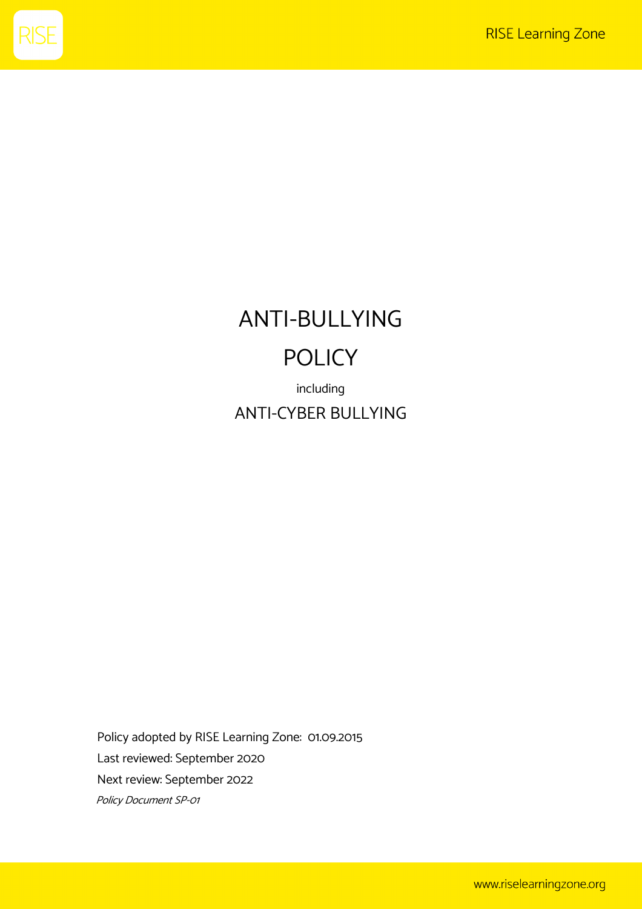# ANTI-BULLYING POLICY

including

## ANTI-CYBER BULLYING

Policy adopted by RISE Learning Zone: 01.09.2015

Last reviewed: September 2020

Next review: September 2022

*Policy Document SP-01*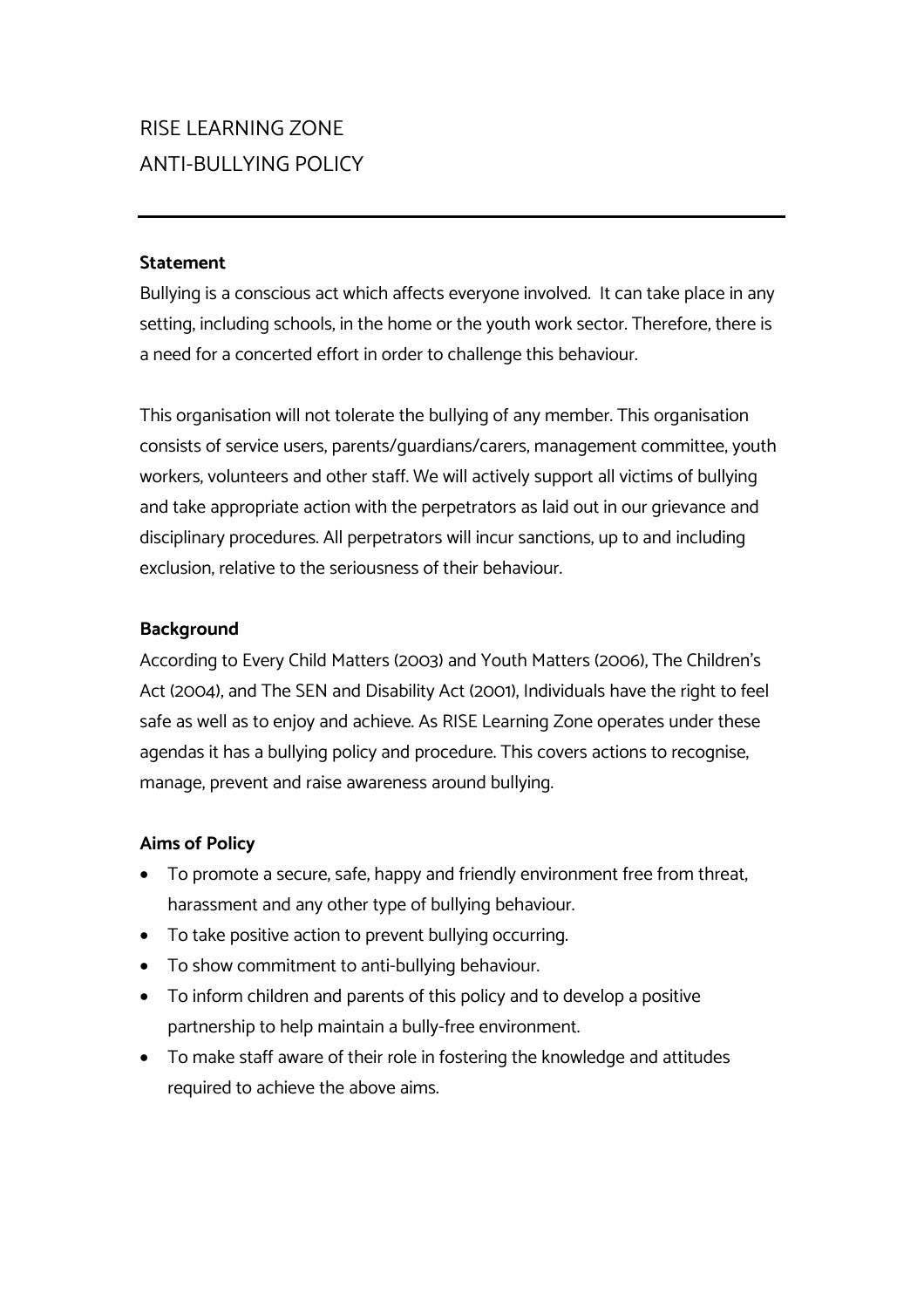# RISE LEARNING ZONE
# ANTI-BULLYING POLICY

---

**Statement**

Bullying is a conscious act which affects everyone involved. It can take place in any setting, including schools, in the home or the youth work sector. Therefore, there is a need for a concerted effort in order to challenge this behaviour.

This organisation will not tolerate the bullying of any member. This organisation consists of service users, parents/guardians/carers, management committee, youth workers, volunteers and other staff. We will actively support all victims of bullying and take appropriate action with the perpetrators as laid out in our grievance and disciplinary procedures. All perpetrators will incur sanctions, up to and including exclusion, relative to the seriousness of their behaviour.

**Background**

According to Every Child Matters (2003) and Youth Matters (2006), The Children's Act (2004), and The SEN and Disability Act (2001), Individuals have the right to feel safe as well as to enjoy and achieve. As RISE Learning Zone operates under these agendas it has a bullying policy and procedure. This covers actions to recognise, manage, prevent and raise awareness around bullying.

**Aims of Policy**

- To promote a secure, safe, happy and friendly environment free from threat, harassment and any other type of bullying behaviour.
- To take positive action to prevent bullying occurring.
- To show commitment to anti-bullying behaviour.
- To inform children and parents of this policy and to develop a positive partnership to help maintain a bully-free environment.
- To make staff aware of their role in fostering the knowledge and attitudes required to achieve the above aims.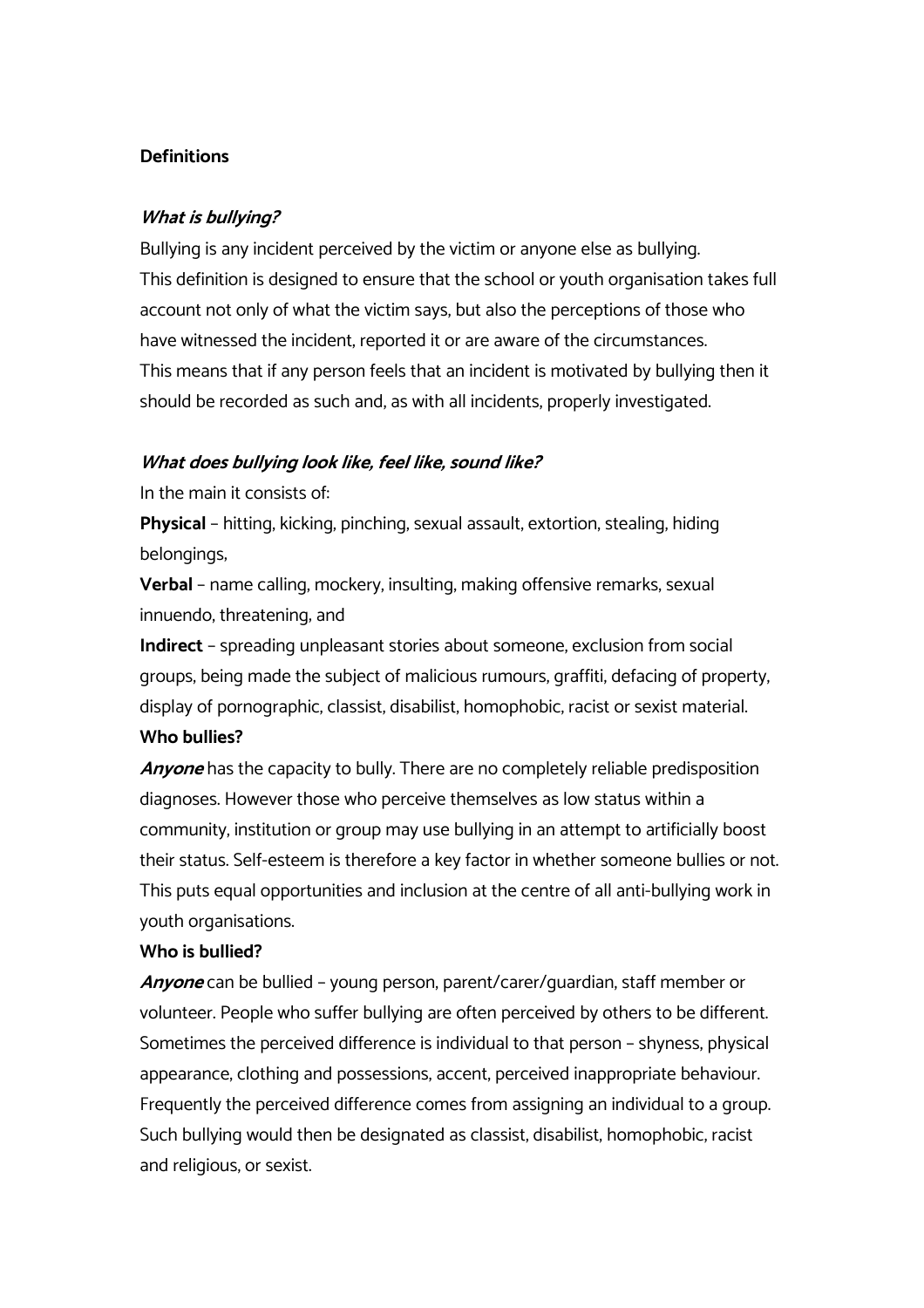**Definitions**

***What is bullying?***

Bullying is any incident perceived by the victim or anyone else as bullying.
This definition is designed to ensure that the school or youth organisation takes full account not only of what the victim says, but also the perceptions of those who have witnessed the incident, reported it or are aware of the circumstances.
This means that if any person feels that an incident is motivated by bullying then it should be recorded as such and, as with all incidents, properly investigated.

***What does bullying look like, feel like, sound like?***

In the main it consists of:

**Physical** – hitting, kicking, pinching, sexual assault, extortion, stealing, hiding belongings,

**Verbal** – name calling, mockery, insulting, making offensive remarks, sexual innuendo, threatening, and

**Indirect** – spreading unpleasant stories about someone, exclusion from social groups, being made the subject of malicious rumours, graffiti, defacing of property, display of pornographic, classist, disabilist, homophobic, racist or sexist material.

**Who bullies?**

***Anyone*** has the capacity to bully. There are no completely reliable predisposition diagnoses. However those who perceive themselves as low status within a community, institution or group may use bullying in an attempt to artificially boost their status. Self-esteem is therefore a key factor in whether someone bullies or not. This puts equal opportunities and inclusion at the centre of all anti-bullying work in youth organisations.

**Who is bullied?**

***Anyone*** can be bullied – young person, parent/carer/guardian, staff member or volunteer. People who suffer bullying are often perceived by others to be different. Sometimes the perceived difference is individual to that person – shyness, physical appearance, clothing and possessions, accent, perceived inappropriate behaviour. Frequently the perceived difference comes from assigning an individual to a group. Such bullying would then be designated as classist, disabilist, homophobic, racist and religious, or sexist.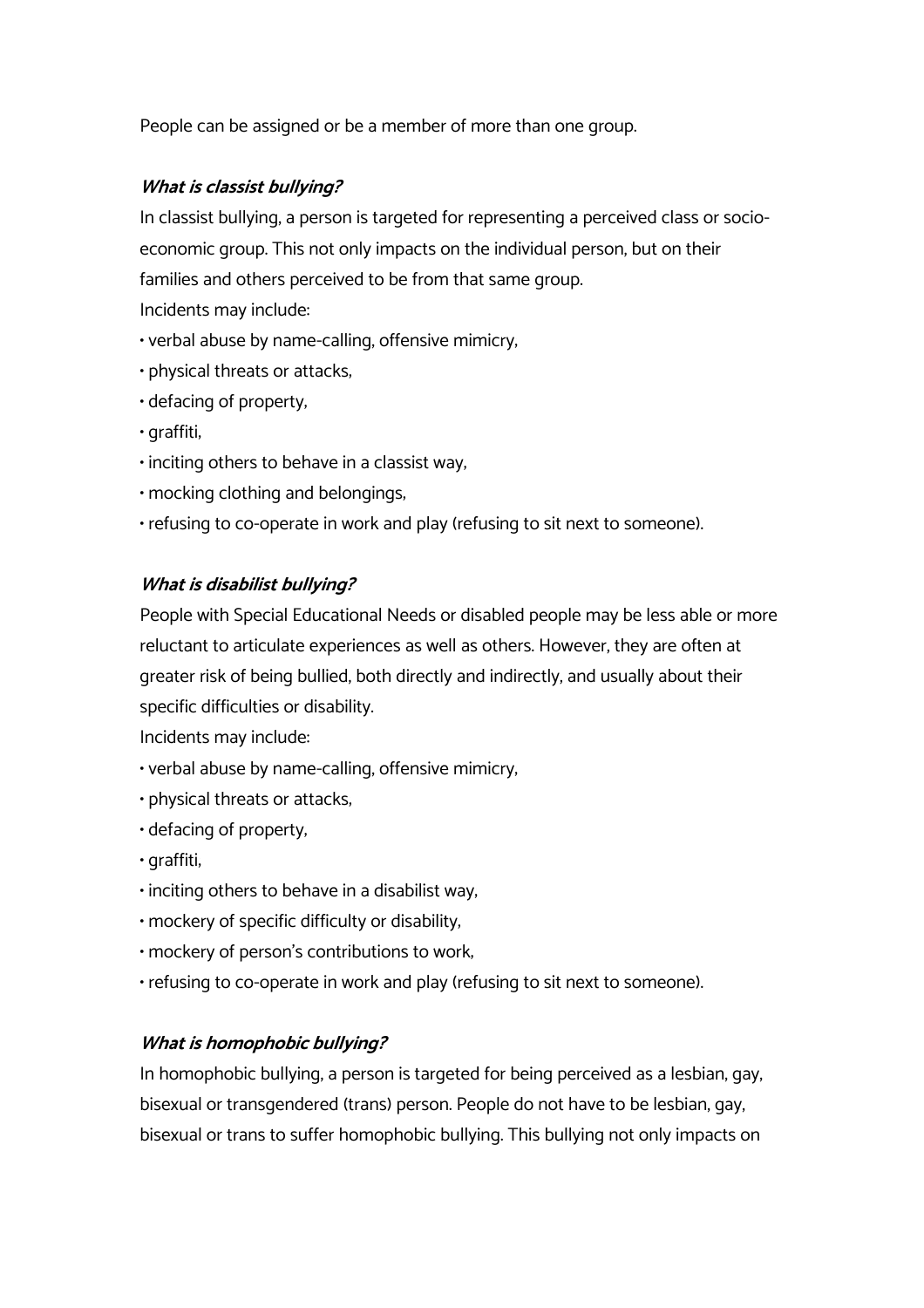People can be assigned or be a member of more than one group.

***What is classist bullying?***

In classist bullying, a person is targeted for representing a perceived class or socio-economic group. This not only impacts on the individual person, but on their families and others perceived to be from that same group.

Incidents may include:

- verbal abuse by name-calling, offensive mimicry,
- physical threats or attacks,
- defacing of property,
- graffiti,
- inciting others to behave in a classist way,
- mocking clothing and belongings,
- refusing to co-operate in work and play (refusing to sit next to someone).

***What is disabilist bullying?***

People with Special Educational Needs or disabled people may be less able or more reluctant to articulate experiences as well as others. However, they are often at greater risk of being bullied, both directly and indirectly, and usually about their specific difficulties or disability.

Incidents may include:

- verbal abuse by name-calling, offensive mimicry,
- physical threats or attacks,
- defacing of property,
- graffiti,
- inciting others to behave in a disabilist way,
- mockery of specific difficulty or disability,
- mockery of person's contributions to work,
- refusing to co-operate in work and play (refusing to sit next to someone).

***What is homophobic bullying?***

In homophobic bullying, a person is targeted for being perceived as a lesbian, gay, bisexual or transgendered (trans) person. People do not have to be lesbian, gay, bisexual or trans to suffer homophobic bullying. This bullying not only impacts on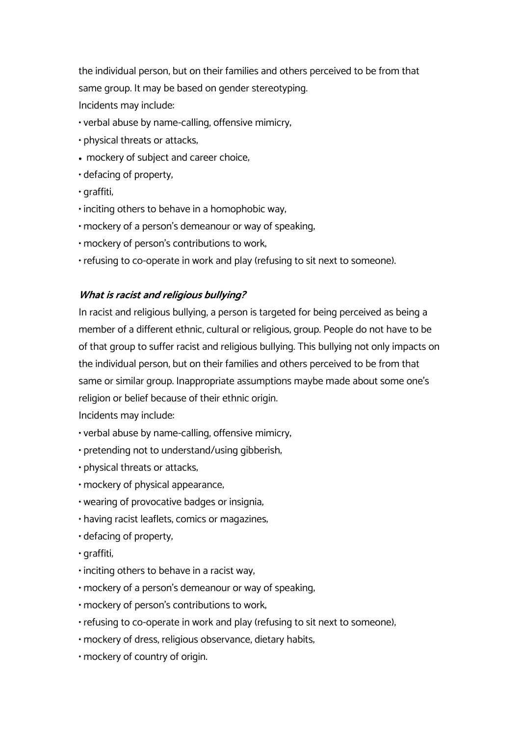the individual person, but on their families and others perceived to be from that same group. It may be based on gender stereotyping.

Incidents may include:

- verbal abuse by name-calling, offensive mimicry,
- physical threats or attacks,
- mockery of subject and career choice,
- defacing of property,
- graffiti,
- inciting others to behave in a homophobic way,
- mockery of a person's demeanour or way of speaking,
- mockery of person's contributions to work,
- refusing to co-operate in work and play (refusing to sit next to someone).

### *What is racist and religious bullying?*

In racist and religious bullying, a person is targeted for being perceived as being a member of a different ethnic, cultural or religious, group. People do not have to be of that group to suffer racist and religious bullying. This bullying not only impacts on the individual person, but on their families and others perceived to be from that same or similar group. Inappropriate assumptions maybe made about some one's religion or belief because of their ethnic origin.

Incidents may include:

- verbal abuse by name-calling, offensive mimicry,
- pretending not to understand/using gibberish,
- physical threats or attacks,
- mockery of physical appearance,
- wearing of provocative badges or insignia,
- having racist leaflets, comics or magazines,
- defacing of property,
- graffiti,
- inciting others to behave in a racist way,
- mockery of a person's demeanour or way of speaking,
- mockery of person's contributions to work,
- refusing to co-operate in work and play (refusing to sit next to someone),
- mockery of dress, religious observance, dietary habits,
- mockery of country of origin.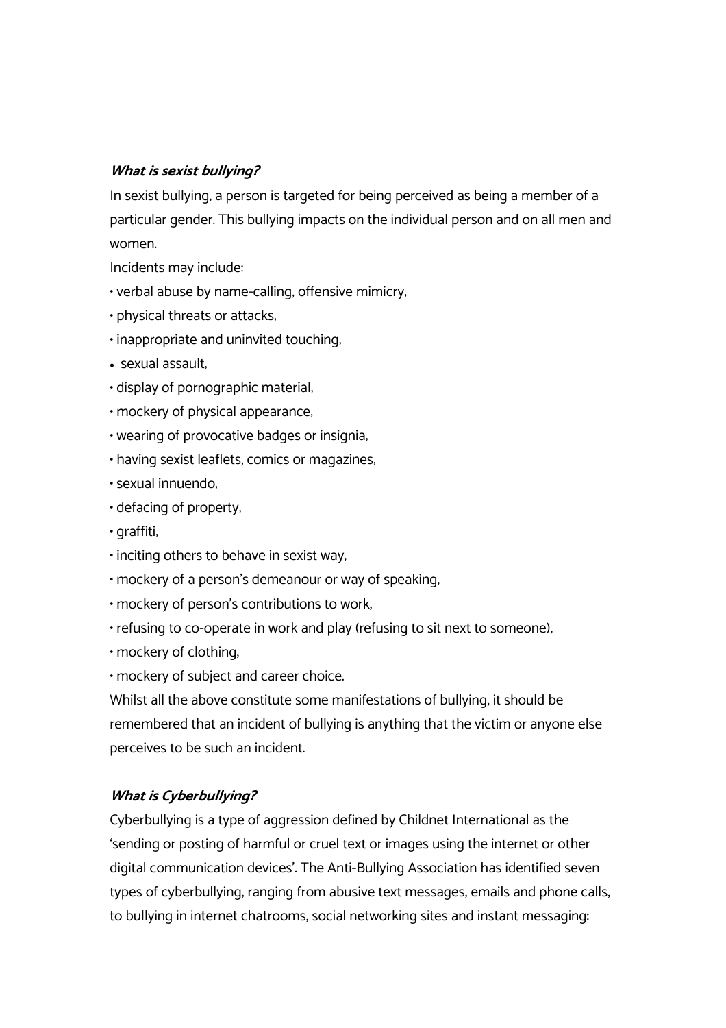### ***What is sexist bullying?***

In sexist bullying, a person is targeted for being perceived as being a member of a particular gender. This bullying impacts on the individual person and on all men and women.

Incidents may include:

- verbal abuse by name-calling, offensive mimicry,
- physical threats or attacks,
- inappropriate and uninvited touching,
- sexual assault,
- display of pornographic material,
- mockery of physical appearance,
- wearing of provocative badges or insignia,
- having sexist leaflets, comics or magazines,
- sexual innuendo,
- defacing of property,
- graffiti,
- inciting others to behave in sexist way,
- mockery of a person's demeanour or way of speaking,
- mockery of person's contributions to work,
- refusing to co-operate in work and play (refusing to sit next to someone),
- mockery of clothing,
- mockery of subject and career choice.

Whilst all the above constitute some manifestations of bullying, it should be remembered that an incident of bullying is anything that the victim or anyone else perceives to be such an incident.

### ***What is Cyberbullying?***

Cyberbullying is a type of aggression defined by Childnet International as the 'sending or posting of harmful or cruel text or images using the internet or other digital communication devices'. The Anti-Bullying Association has identified seven types of cyberbullying, ranging from abusive text messages, emails and phone calls, to bullying in internet chatrooms, social networking sites and instant messaging: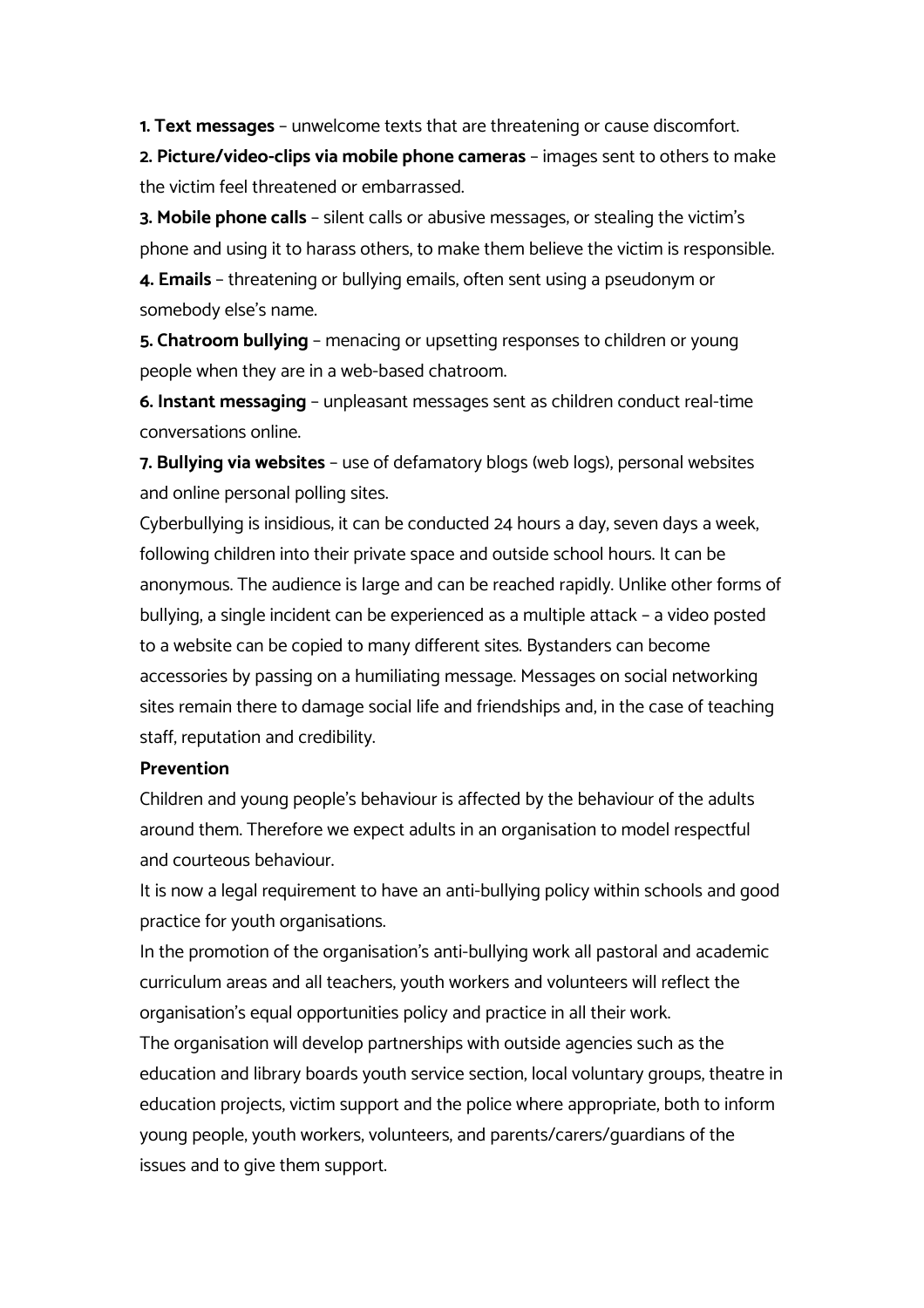1. **Text messages** – unwelcome texts that are threatening or cause discomfort.
2. **Picture/video-clips via mobile phone cameras** – images sent to others to make the victim feel threatened or embarrassed.
3. **Mobile phone calls** – silent calls or abusive messages, or stealing the victim's phone and using it to harass others, to make them believe the victim is responsible.
4. **Emails** – threatening or bullying emails, often sent using a pseudonym or somebody else's name.
5. **Chatroom bullying** – menacing or upsetting responses to children or young people when they are in a web-based chatroom.
6. **Instant messaging** – unpleasant messages sent as children conduct real-time conversations online.
7. **Bullying via websites** – use of defamatory blogs (web logs), personal websites and online personal polling sites.

Cyberbullying is insidious, it can be conducted 24 hours a day, seven days a week, following children into their private space and outside school hours. It can be anonymous. The audience is large and can be reached rapidly. Unlike other forms of bullying, a single incident can be experienced as a multiple attack – a video posted to a website can be copied to many different sites. Bystanders can become accessories by passing on a humiliating message. Messages on social networking sites remain there to damage social life and friendships and, in the case of teaching staff, reputation and credibility.

**Prevention**

Children and young people's behaviour is affected by the behaviour of the adults around them. Therefore we expect adults in an organisation to model respectful and courteous behaviour.

It is now a legal requirement to have an anti-bullying policy within schools and good practice for youth organisations.

In the promotion of the organisation's anti-bullying work all pastoral and academic curriculum areas and all teachers, youth workers and volunteers will reflect the organisation's equal opportunities policy and practice in all their work.

The organisation will develop partnerships with outside agencies such as the education and library boards youth service section, local voluntary groups, theatre in education projects, victim support and the police where appropriate, both to inform young people, youth workers, volunteers, and parents/carers/guardians of the issues and to give them support.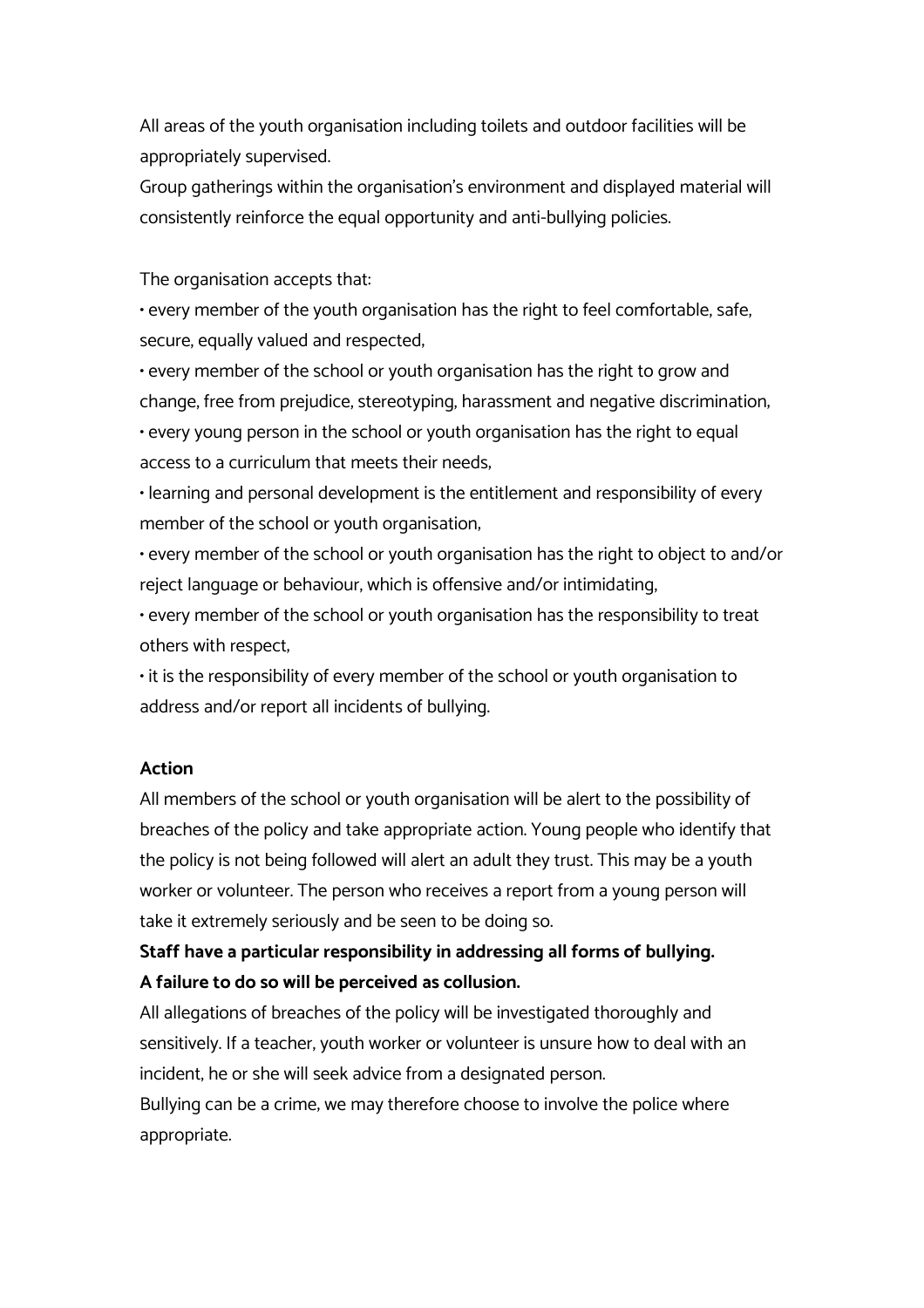All areas of the youth organisation including toilets and outdoor facilities will be appropriately supervised.
Group gatherings within the organisation's environment and displayed material will consistently reinforce the equal opportunity and anti-bullying policies.

The organisation accepts that:

- every member of the youth organisation has the right to feel comfortable, safe, secure, equally valued and respected,
- every member of the school or youth organisation has the right to grow and change, free from prejudice, stereotyping, harassment and negative discrimination,
- every young person in the school or youth organisation has the right to equal access to a curriculum that meets their needs,
- learning and personal development is the entitlement and responsibility of every member of the school or youth organisation,
- every member of the school or youth organisation has the right to object to and/or reject language or behaviour, which is offensive and/or intimidating,
- every member of the school or youth organisation has the responsibility to treat others with respect,
- it is the responsibility of every member of the school or youth organisation to address and/or report all incidents of bullying.

**Action**

All members of the school or youth organisation will be alert to the possibility of breaches of the policy and take appropriate action. Young people who identify that the policy is not being followed will alert an adult they trust. This may be a youth worker or volunteer. The person who receives a report from a young person will take it extremely seriously and be seen to be doing so.

**Staff have a particular responsibility in addressing all forms of bullying.**
**A failure to do so will be perceived as collusion.**

All allegations of breaches of the policy will be investigated thoroughly and sensitively. If a teacher, youth worker or volunteer is unsure how to deal with an incident, he or she will seek advice from a designated person.
Bullying can be a crime, we may therefore choose to involve the police where appropriate.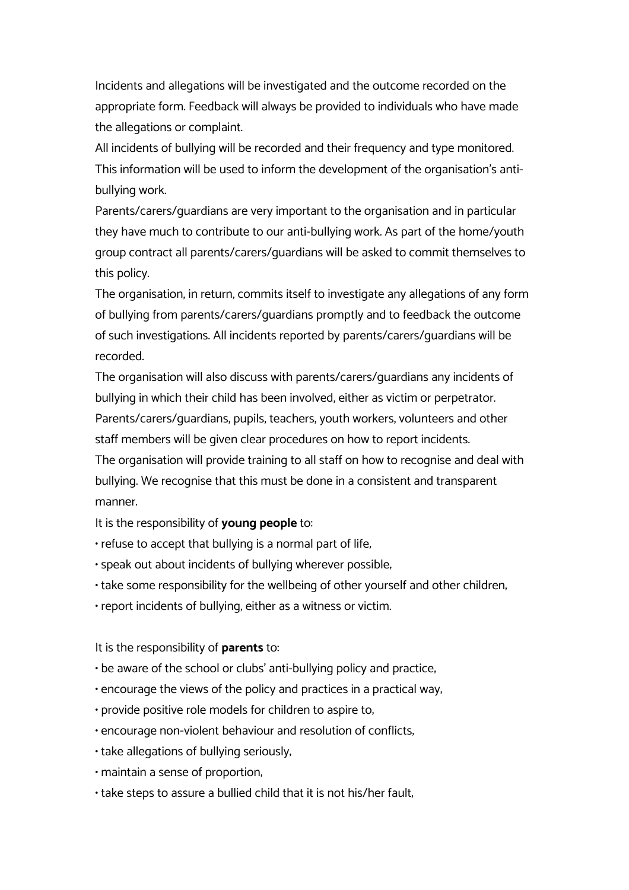Incidents and allegations will be investigated and the outcome recorded on the appropriate form. Feedback will always be provided to individuals who have made the allegations or complaint.

All incidents of bullying will be recorded and their frequency and type monitored. This information will be used to inform the development of the organisation's anti-bullying work.

Parents/carers/guardians are very important to the organisation and in particular they have much to contribute to our anti-bullying work. As part of the home/youth group contract all parents/carers/guardians will be asked to commit themselves to this policy.

The organisation, in return, commits itself to investigate any allegations of any form of bullying from parents/carers/guardians promptly and to feedback the outcome of such investigations. All incidents reported by parents/carers/guardians will be recorded.

The organisation will also discuss with parents/carers/guardians any incidents of bullying in which their child has been involved, either as victim or perpetrator.

Parents/carers/guardians, pupils, teachers, youth workers, volunteers and other staff members will be given clear procedures on how to report incidents.

The organisation will provide training to all staff on how to recognise and deal with bullying. We recognise that this must be done in a consistent and transparent manner.

It is the responsibility of **young people** to:

- refuse to accept that bullying is a normal part of life,
- speak out about incidents of bullying wherever possible,
- take some responsibility for the wellbeing of other yourself and other children,
- report incidents of bullying, either as a witness or victim.

It is the responsibility of **parents** to:

- be aware of the school or clubs' anti-bullying policy and practice,
- encourage the views of the policy and practices in a practical way,
- provide positive role models for children to aspire to,
- encourage non-violent behaviour and resolution of conflicts,
- take allegations of bullying seriously,
- maintain a sense of proportion,
- take steps to assure a bullied child that it is not his/her fault,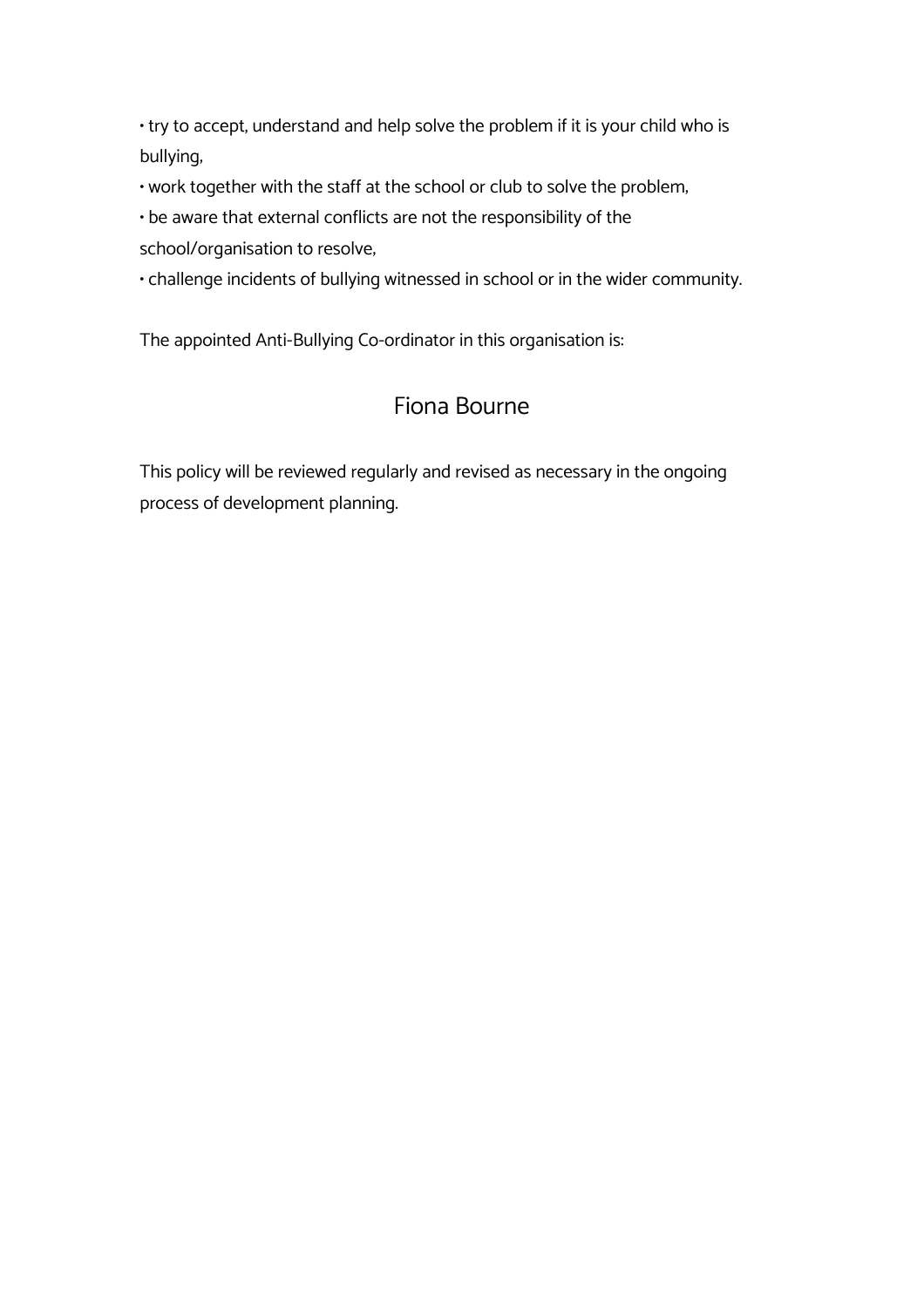- try to accept, understand and help solve the problem if it is your child who is bullying,
- work together with the staff at the school or club to solve the problem,
- be aware that external conflicts are not the responsibility of the school/organisation to resolve,
- challenge incidents of bullying witnessed in school or in the wider community.

The appointed Anti-Bullying Co-ordinator in this organisation is:

Fiona Bourne

This policy will be reviewed regularly and revised as necessary in the ongoing process of development planning.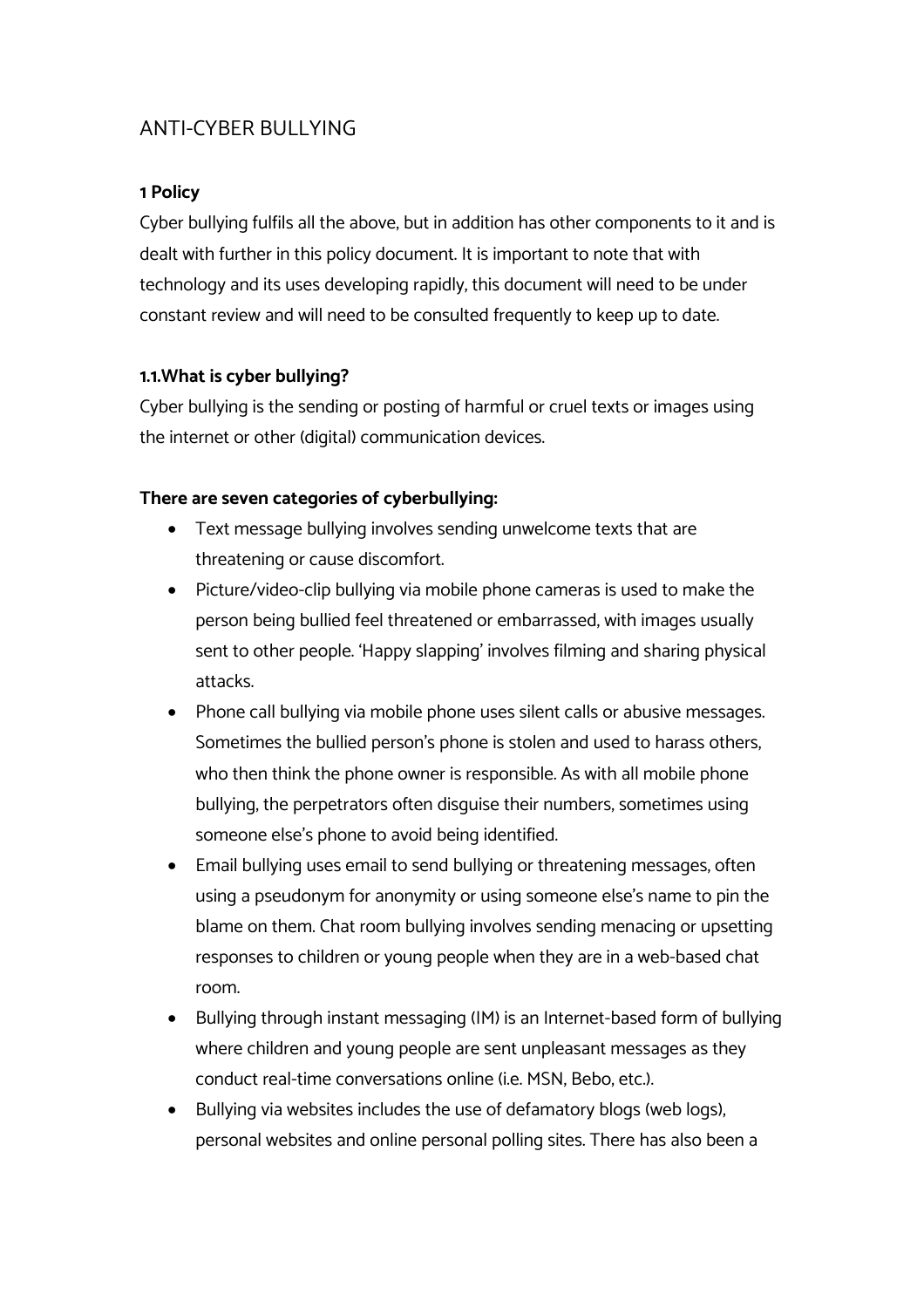# ANTI-CYBER BULLYING

**1 Policy**

Cyber bullying fulfils all the above, but in addition has other components to it and is dealt with further in this policy document. It is important to note that with technology and its uses developing rapidly, this document will need to be under constant review and will need to be consulted frequently to keep up to date.

**1.1.What is cyber bullying?**

Cyber bullying is the sending or posting of harmful or cruel texts or images using the internet or other (digital) communication devices.

**There are seven categories of cyberbullying:**

- Text message bullying involves sending unwelcome texts that are threatening or cause discomfort.
- Picture/video-clip bullying via mobile phone cameras is used to make the person being bullied feel threatened or embarrassed, with images usually sent to other people. 'Happy slapping' involves filming and sharing physical attacks.
- Phone call bullying via mobile phone uses silent calls or abusive messages. Sometimes the bullied person's phone is stolen and used to harass others, who then think the phone owner is responsible. As with all mobile phone bullying, the perpetrators often disguise their numbers, sometimes using someone else's phone to avoid being identified.
- Email bullying uses email to send bullying or threatening messages, often using a pseudonym for anonymity or using someone else's name to pin the blame on them. Chat room bullying involves sending menacing or upsetting responses to children or young people when they are in a web-based chat room.
- Bullying through instant messaging (IM) is an Internet-based form of bullying where children and young people are sent unpleasant messages as they conduct real-time conversations online (i.e. MSN, Bebo, etc.).
- Bullying via websites includes the use of defamatory blogs (web logs), personal websites and online personal polling sites. There has also been a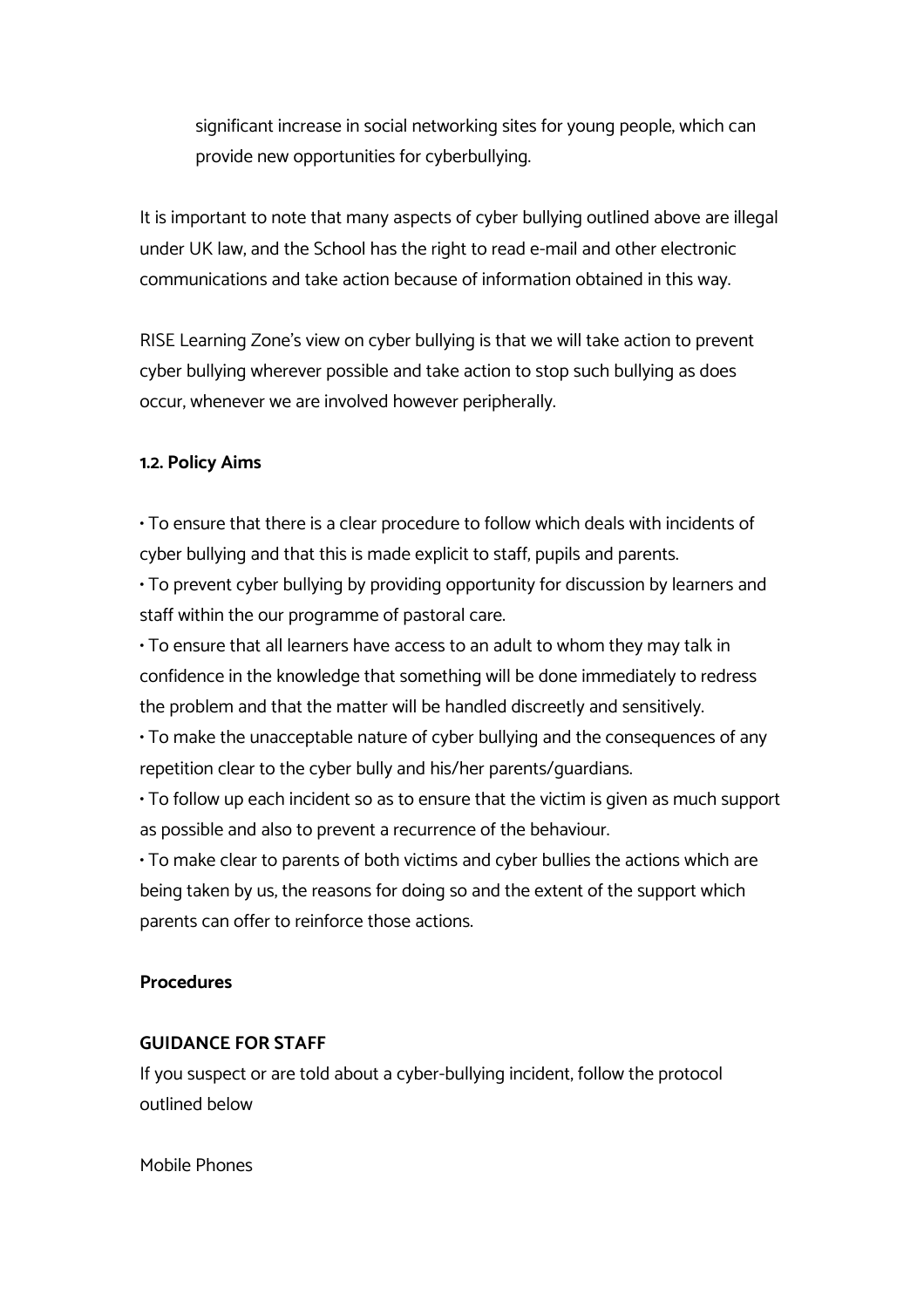significant increase in social networking sites for young people, which can provide new opportunities for cyberbullying.

It is important to note that many aspects of cyber bullying outlined above are illegal under UK law, and the School has the right to read e-mail and other electronic communications and take action because of information obtained in this way.

RISE Learning Zone's view on cyber bullying is that we will take action to prevent cyber bullying wherever possible and take action to stop such bullying as does occur, whenever we are involved however peripherally.

**1.2. Policy Aims**

• To ensure that there is a clear procedure to follow which deals with incidents of cyber bullying and that this is made explicit to staff, pupils and parents.
• To prevent cyber bullying by providing opportunity for discussion by learners and staff within the our programme of pastoral care.
• To ensure that all learners have access to an adult to whom they may talk in confidence in the knowledge that something will be done immediately to redress the problem and that the matter will be handled discreetly and sensitively.
• To make the unacceptable nature of cyber bullying and the consequences of any repetition clear to the cyber bully and his/her parents/guardians.
• To follow up each incident so as to ensure that the victim is given as much support as possible and also to prevent a recurrence of the behaviour.
• To make clear to parents of both victims and cyber bullies the actions which are being taken by us, the reasons for doing so and the extent of the support which parents can offer to reinforce those actions.

**Procedures**

**GUIDANCE FOR STAFF**
If you suspect or are told about a cyber-bullying incident, follow the protocol outlined below

Mobile Phones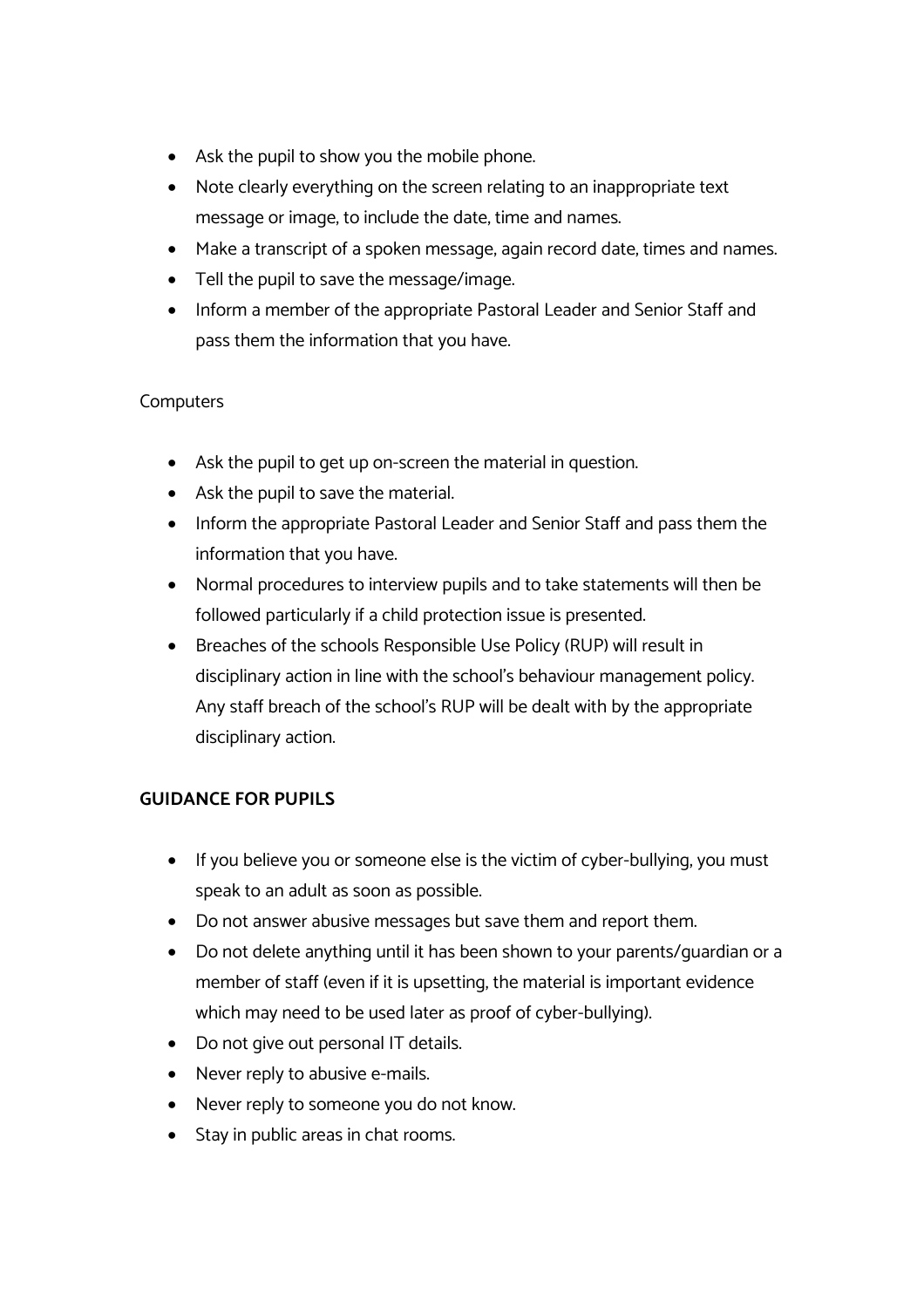- Ask the pupil to show you the mobile phone.
- Note clearly everything on the screen relating to an inappropriate text message or image, to include the date, time and names.
- Make a transcript of a spoken message, again record date, times and names.
- Tell the pupil to save the message/image.
- Inform a member of the appropriate Pastoral Leader and Senior Staff and pass them the information that you have.

Computers

- Ask the pupil to get up on-screen the material in question.
- Ask the pupil to save the material.
- Inform the appropriate Pastoral Leader and Senior Staff and pass them the information that you have.
- Normal procedures to interview pupils and to take statements will then be followed particularly if a child protection issue is presented.
- Breaches of the schools Responsible Use Policy (RUP) will result in disciplinary action in line with the school's behaviour management policy. Any staff breach of the school's RUP will be dealt with by the appropriate disciplinary action.

**GUIDANCE FOR PUPILS**

- If you believe you or someone else is the victim of cyber-bullying, you must speak to an adult as soon as possible.
- Do not answer abusive messages but save them and report them.
- Do not delete anything until it has been shown to your parents/guardian or a member of staff (even if it is upsetting, the material is important evidence which may need to be used later as proof of cyber-bullying).
- Do not give out personal IT details.
- Never reply to abusive e-mails.
- Never reply to someone you do not know.
- Stay in public areas in chat rooms.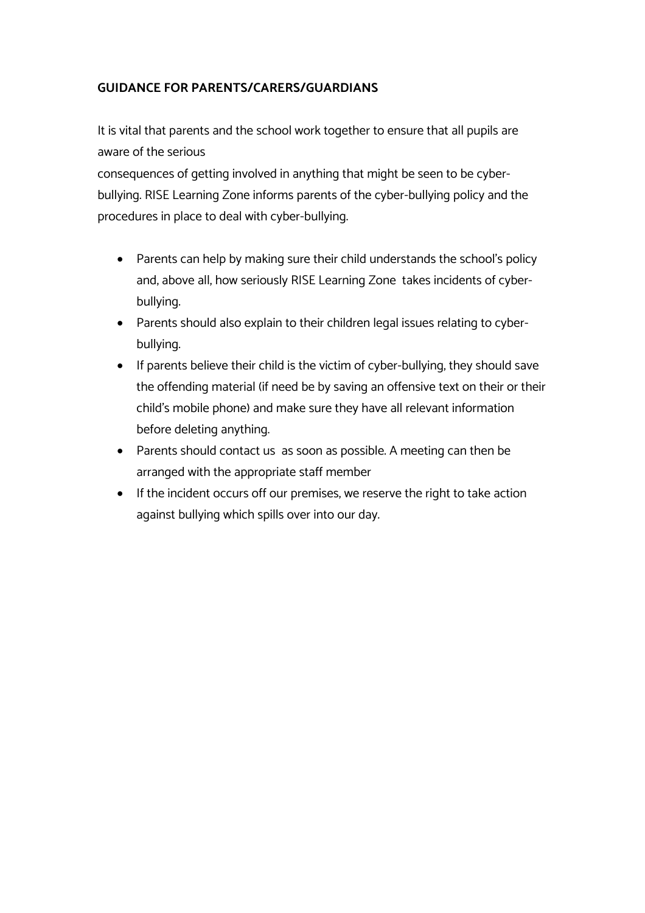**GUIDANCE FOR PARENTS/CARERS/GUARDIANS**

It is vital that parents and the school work together to ensure that all pupils are aware of the serious consequences of getting involved in anything that might be seen to be cyber-bullying. RISE Learning Zone informs parents of the cyber-bullying policy and the procedures in place to deal with cyber-bullying.

- Parents can help by making sure their child understands the school's policy and, above all, how seriously RISE Learning Zone takes incidents of cyber-bullying.
- Parents should also explain to their children legal issues relating to cyber-bullying.
- If parents believe their child is the victim of cyber-bullying, they should save the offending material (if need be by saving an offensive text on their or their child's mobile phone) and make sure they have all relevant information before deleting anything.
- Parents should contact us as soon as possible. A meeting can then be arranged with the appropriate staff member
- If the incident occurs off our premises, we reserve the right to take action against bullying which spills over into our day.